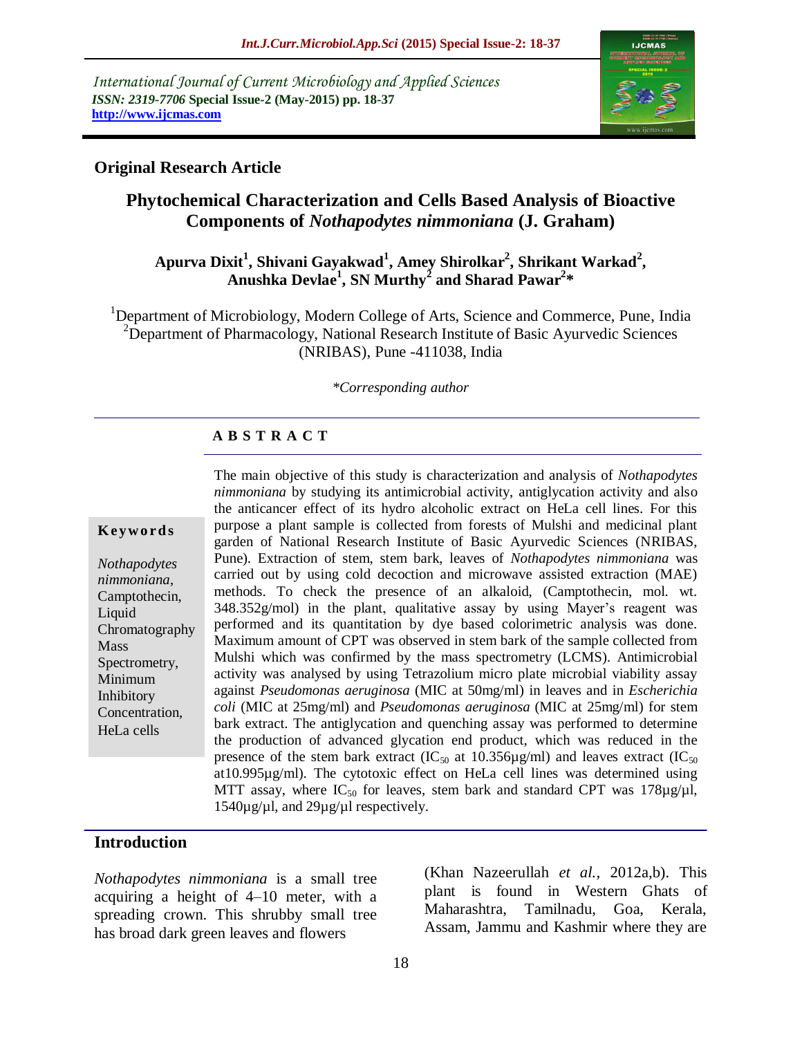International Journal of Current Microbiology and Applied Sciences
*ISSN: 2319-7706* **Special Issue-2 (May-2015) pp. 18-37**
**http://www.ijcmas.com**

**Original Research Article**

# Phytochemical Characterization and Cells Based Analysis of Bioactive Components of *Nothapodytes nimmoniana* (J. Graham)

**Apurva Dixit[1], Shivani Gayakwad[1], Amey Shirolkar[2], Shrikant Warkad[2], Anushka Devlae[1], SN Murthy[2] and Sharad Pawar[2]\***

[1]Department of Microbiology, Modern College of Arts, Science and Commerce, Pune, India
[2]Department of Pharmacology, National Research Institute of Basic Ayurvedic Sciences (NRIBAS), Pune -411038, India

*\*Corresponding author*

**A B S T R A C T**

**Keywords**

*Nothapodytes nimmoniana*, Camptothecin, Liquid Chromatography Mass Spectrometry, Minimum Inhibitory Concentration, HeLa cells

The main objective of this study is characterization and analysis of *Nothapodytes nimmoniana* by studying its antimicrobial activity, antiglycation activity and also the anticancer effect of its hydro alcoholic extract on HeLa cell lines. For this purpose a plant sample is collected from forests of Mulshi and medicinal plant garden of National Research Institute of Basic Ayurvedic Sciences (NRIBAS, Pune). Extraction of stem, stem bark, leaves of *Nothapodytes nimmoniana* was carried out by using cold decoction and microwave assisted extraction (MAE) methods. To check the presence of an alkaloid, (Camptothecin, mol. wt. 348.352g/mol) in the plant, qualitative assay by using Mayer's reagent was performed and its quantitation by dye based colorimetric analysis was done. Maximum amount of CPT was observed in stem bark of the sample collected from Mulshi which was confirmed by the mass spectrometry (LCMS). Antimicrobial activity was analysed by using Tetrazolium micro plate microbial viability assay against *Pseudomonas aeruginosa* (MIC at 50mg/ml) in leaves and in *Escherichia coli* (MIC at 25mg/ml) and *Pseudomonas aeruginosa* (MIC at 25mg/ml) for stem bark extract. The antiglycation and quenching assay was performed to determine the production of advanced glycation end product, which was reduced in the presence of the stem bark extract ($IC_{50}$ at 10.356µg/ml) and leaves extract ($IC_{50}$ at10.995µg/ml). The cytotoxic effect on HeLa cell lines was determined using MTT assay, where $IC_{50}$ for leaves, stem bark and standard CPT was 178µg/µl, 1540µg/µl, and 29µg/µl respectively.

## Introduction

*Nothapodytes nimmoniana* is a small tree acquiring a height of 4–10 meter, with a spreading crown. This shrubby small tree has broad dark green leaves and flowers (Khan Nazeerullah *et al.*, 2012a,b). This plant is found in Western Ghats of Maharashtra, Tamilnadu, Goa, Kerala, Assam, Jammu and Kashmir where they are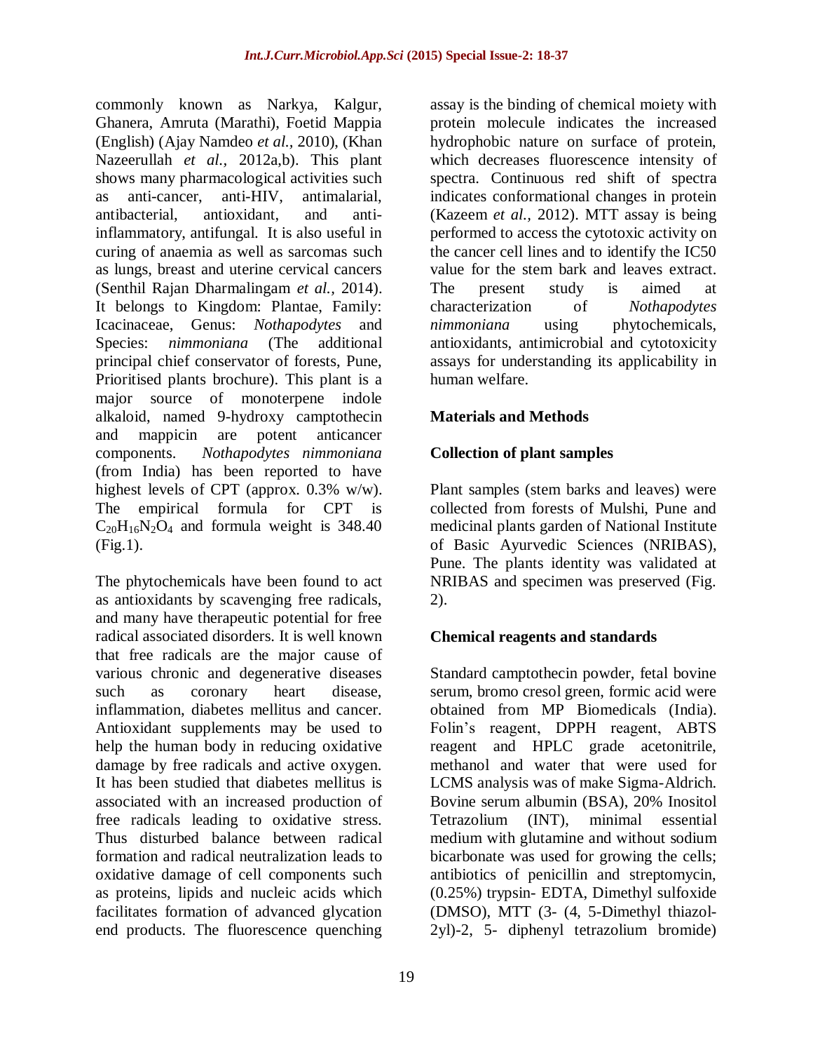commonly known as Narkya, Kalgur, Ghanera, Amruta (Marathi), Foetid Mappia (English) (Ajay Namdeo *et al.*, 2010), (Khan Nazeerullah *et al.*, 2012a,b). This plant shows many pharmacological activities such as anti-cancer, anti-HIV, antimalarial, antibacterial, antioxidant, and anti-inflammatory, antifungal. It is also useful in curing of anaemia as well as sarcomas such as lungs, breast and uterine cervical cancers (Senthil Rajan Dharmalingam *et al.*, 2014). It belongs to Kingdom: Plantae, Family: Icacinaceae, Genus: *Nothapodytes* and Species: *nimmoniana* (The additional principal chief conservator of forests, Pune, Prioritised plants brochure). This plant is a major source of monoterpene indole alkaloid, named 9-hydroxy camptothecin and mappicin are potent anticancer components. *Nothapodytes nimmoniana* (from India) has been reported to have highest levels of CPT (approx. 0.3% w/w). The empirical formula for CPT is $C_{20}H_{16}N_2O_4$ and formula weight is 348.40 (Fig.1).

The phytochemicals have been found to act as antioxidants by scavenging free radicals, and many have therapeutic potential for free radical associated disorders. It is well known that free radicals are the major cause of various chronic and degenerative diseases such as coronary heart disease, inflammation, diabetes mellitus and cancer. Antioxidant supplements may be used to help the human body in reducing oxidative damage by free radicals and active oxygen. It has been studied that diabetes mellitus is associated with an increased production of free radicals leading to oxidative stress. Thus disturbed balance between radical formation and radical neutralization leads to oxidative damage of cell components such as proteins, lipids and nucleic acids which facilitates formation of advanced glycation end products. The fluorescence quenching assay is the binding of chemical moiety with protein molecule indicates the increased hydrophobic nature on surface of protein, which decreases fluorescence intensity of spectra. Continuous red shift of spectra indicates conformational changes in protein (Kazeem *et al.*, 2012). MTT assay is being performed to access the cytotoxic activity on the cancer cell lines and to identify the IC50 value for the stem bark and leaves extract. The present study is aimed at characterization of *Nothapodytes nimmoniana* using phytochemicals, antioxidants, antimicrobial and cytotoxicity assays for understanding its applicability in human welfare.

## Materials and Methods

### Collection of plant samples

Plant samples (stem barks and leaves) were collected from forests of Mulshi, Pune and medicinal plants garden of National Institute of Basic Ayurvedic Sciences (NRIBAS), Pune. The plants identity was validated at NRIBAS and specimen was preserved (Fig. 2).

### Chemical reagents and standards

Standard camptothecin powder, fetal bovine serum, bromo cresol green, formic acid were obtained from MP Biomedicals (India). Folin's reagent, DPPH reagent, ABTS reagent and HPLC grade acetonitrile, methanol and water that were used for LCMS analysis was of make Sigma-Aldrich. Bovine serum albumin (BSA), 20% Inositol Tetrazolium (INT), minimal essential medium with glutamine and without sodium bicarbonate was used for growing the cells; antibiotics of penicillin and streptomycin, (0.25%) trypsin- EDTA, Dimethyl sulfoxide (DMSO), MTT (3- (4, 5-Dimethyl thiazol-2yl)-2, 5- diphenyl tetrazolium bromide)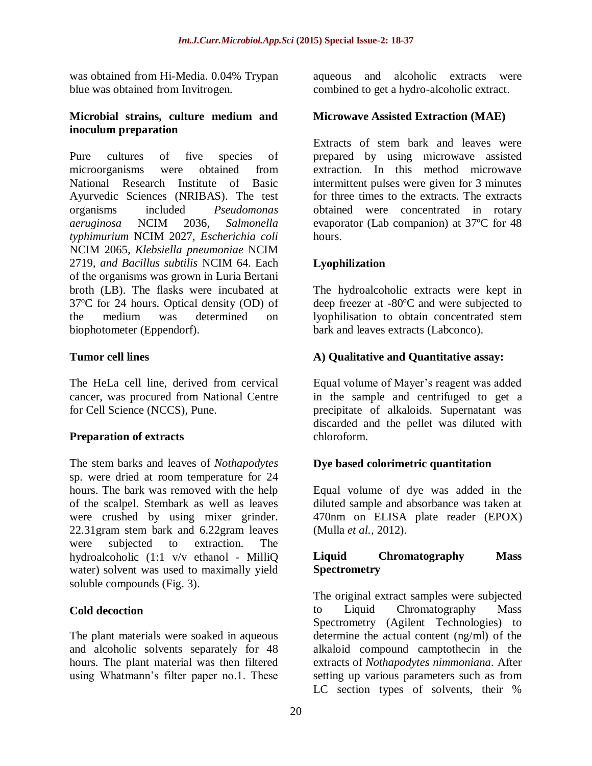was obtained from Hi-Media. 0.04% Trypan blue was obtained from Invitrogen.

### Microbial strains, culture medium and inoculum preparation

Pure cultures of five species of microorganisms were obtained from National Research Institute of Basic Ayurvedic Sciences (NRIBAS). The test organisms included *Pseudomonas aeruginosa* NCIM 2036, *Salmonella typhimurium* NCIM 2027, *Escherichia coli* NCIM 2065, *Klebsiella pneumoniae* NCIM 2719, *and Bacillus subtilis* NCIM 64. Each of the organisms was grown in Luria Bertani broth (LB). The flasks were incubated at 37ºC for 24 hours. Optical density (OD) of the medium was determined on biophotometer (Eppendorf).

### Tumor cell lines

The HeLa cell line, derived from cervical cancer, was procured from National Centre for Cell Science (NCCS), Pune.

### Preparation of extracts

The stem barks and leaves of *Nothapodytes* sp. were dried at room temperature for 24 hours. The bark was removed with the help of the scalpel. Stembark as well as leaves were crushed by using mixer grinder. 22.31gram stem bark and 6.22gram leaves were subjected to extraction. The hydroalcoholic (1:1 v/v ethanol - MilliQ water) solvent was used to maximally yield soluble compounds (Fig. 3).

### Cold decoction

The plant materials were soaked in aqueous and alcoholic solvents separately for 48 hours. The plant material was then filtered using Whatmann's filter paper no.1. These aqueous and alcoholic extracts were combined to get a hydro-alcoholic extract.

### Microwave Assisted Extraction (MAE)

Extracts of stem bark and leaves were prepared by using microwave assisted extraction. In this method microwave intermittent pulses were given for 3 minutes for three times to the extracts. The extracts obtained were concentrated in rotary evaporator (Lab companion) at 37ºC for 48 hours.

### Lyophilization

The hydroalcoholic extracts were kept in deep freezer at -80ºC and were subjected to lyophilisation to obtain concentrated stem bark and leaves extracts (Labconco).

### A) Qualitative and Quantitative assay:

Equal volume of Mayer's reagent was added in the sample and centrifuged to get a precipitate of alkaloids. Supernatant was discarded and the pellet was diluted with chloroform.

### Dye based colorimetric quantitation

Equal volume of dye was added in the diluted sample and absorbance was taken at 470nm on ELISA plate reader (EPOX) (Mulla *et al.,* 2012).

### Liquid Chromatography Mass Spectrometry

The original extract samples were subjected to Liquid Chromatography Mass Spectrometry (Agilent Technologies) to determine the actual content (ng/ml) of the alkaloid compound camptothecin in the extracts of *Nothapodytes nimmoniana*. After setting up various parameters such as from LC section types of solvents, their %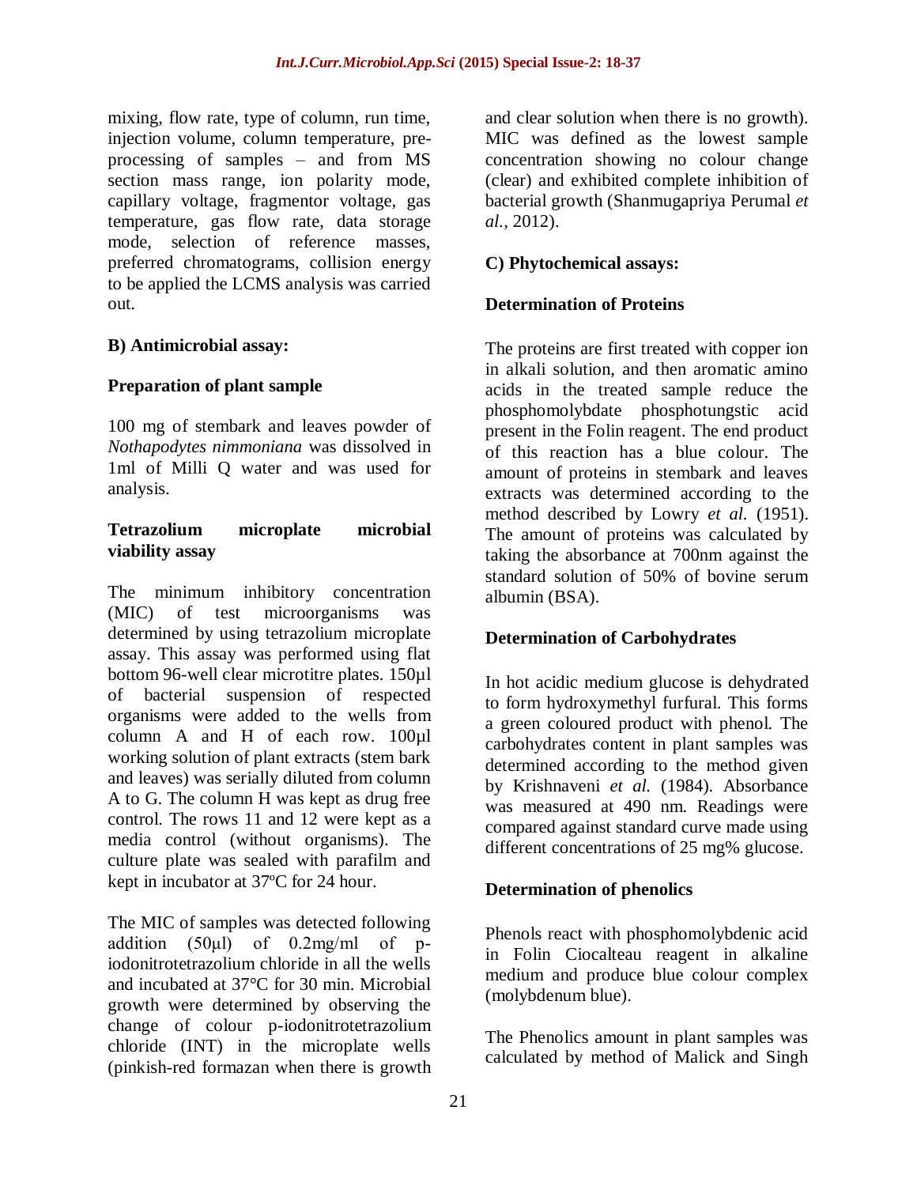mixing, flow rate, type of column, run time, injection volume, column temperature, pre-processing of samples – and from MS section mass range, ion polarity mode, capillary voltage, fragmentor voltage, gas temperature, gas flow rate, data storage mode, selection of reference masses, preferred chromatograms, collision energy to be applied the LCMS analysis was carried out.

### B) Antimicrobial assay:

#### Preparation of plant sample

100 mg of stembark and leaves powder of *Nothapodytes nimmoniana* was dissolved in 1ml of Milli Q water and was used for analysis.

#### Tetrazolium microplate microbial viability assay

The minimum inhibitory concentration (MIC) of test microorganisms was determined by using tetrazolium microplate assay. This assay was performed using flat bottom 96-well clear microtitre plates. 150µl of bacterial suspension of respected organisms were added to the wells from column A and H of each row. 100µl working solution of plant extracts (stem bark and leaves) was serially diluted from column A to G. The column H was kept as drug free control. The rows 11 and 12 were kept as a media control (without organisms). The culture plate was sealed with parafilm and kept in incubator at 37ºC for 24 hour.

The MIC of samples was detected following addition (50µl) of 0.2mg/ml of p-iodonitrotetrazolium chloride in all the wells and incubated at 37°C for 30 min. Microbial growth were determined by observing the change of colour p-iodonitrotetrazolium chloride (INT) in the microplate wells (pinkish-red formazan when there is growth and clear solution when there is no growth). MIC was defined as the lowest sample concentration showing no colour change (clear) and exhibited complete inhibition of bacterial growth (Shanmugapriya Perumal *et al.,* 2012).

### C) Phytochemical assays:

#### Determination of Proteins

The proteins are first treated with copper ion in alkali solution, and then aromatic amino acids in the treated sample reduce the phosphomolybdate phosphotungstic acid present in the Folin reagent. The end product of this reaction has a blue colour. The amount of proteins in stembark and leaves extracts was determined according to the method described by Lowry *et al.* (1951). The amount of proteins was calculated by taking the absorbance at 700nm against the standard solution of 50% of bovine serum albumin (BSA).

#### Determination of Carbohydrates

In hot acidic medium glucose is dehydrated to form hydroxymethyl furfural. This forms a green coloured product with phenol. The carbohydrates content in plant samples was determined according to the method given by Krishnaveni *et al.* (1984). Absorbance was measured at 490 nm. Readings were compared against standard curve made using different concentrations of 25 mg% glucose.

#### Determination of phenolics

Phenols react with phosphomolybdenic acid in Folin Ciocalteau reagent in alkaline medium and produce blue colour complex (molybdenum blue).

The Phenolics amount in plant samples was calculated by method of Malick and Singh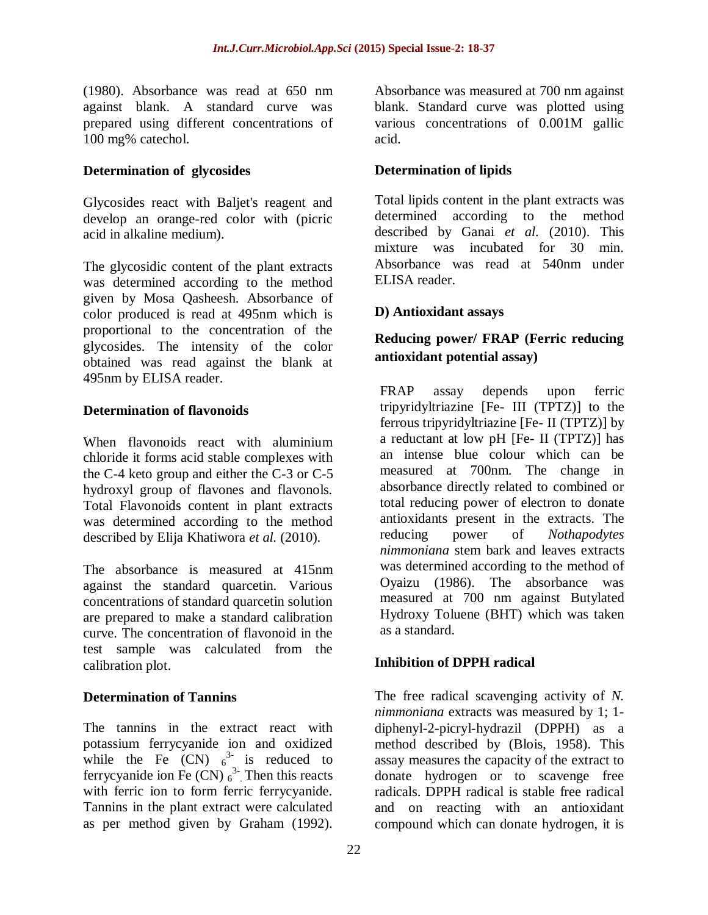(1980). Absorbance was read at 650 nm against blank. A standard curve was prepared using different concentrations of 100 mg% catechol.

**Determination of glycosides**

Glycosides react with Baljet's reagent and develop an orange-red color with (picric acid in alkaline medium).

The glycosidic content of the plant extracts was determined according to the method given by Mosa Qasheesh. Absorbance of color produced is read at 495nm which is proportional to the concentration of the glycosides. The intensity of the color obtained was read against the blank at 495nm by ELISA reader.

**Determination of flavonoids**

When flavonoids react with aluminium chloride it forms acid stable complexes with the C-4 keto group and either the C-3 or C-5 hydroxyl group of flavones and flavonols. Total Flavonoids content in plant extracts was determined according to the method described by Elija Khatiwora *et al.* (2010).

The absorbance is measured at 415nm against the standard quarcetin. Various concentrations of standard quarcetin solution are prepared to make a standard calibration curve. The concentration of flavonoid in the test sample was calculated from the calibration plot.

**Determination of Tannins**

The tannins in the extract react with potassium ferrycyanide ion and oxidized while the Fe $(CN)_6^{3-}$ is reduced to ferrycyanide ion Fe $(CN)_6^{3-}$. Then this reacts with ferric ion to form ferric ferrycyanide. Tannins in the plant extract were calculated as per method given by Graham (1992). Absorbance was measured at 700 nm against blank. Standard curve was plotted using various concentrations of 0.001M gallic acid.

**Determination of lipids**

Total lipids content in the plant extracts was determined according to the method described by Ganai *et al.* (2010). This mixture was incubated for 30 min. Absorbance was read at 540nm under ELISA reader.

**D) Antioxidant assays**

**Reducing power/ FRAP (Ferric reducing antioxidant potential assay)**

FRAP assay depends upon ferric tripyridyltriazine [Fe- III (TPTZ)] to the ferrous tripyridyltriazine [Fe- II (TPTZ)] by a reductant at low pH [Fe- II (TPTZ)] has an intense blue colour which can be measured at 700nm. The change in absorbance directly related to combined or total reducing power of electron to donate antioxidants present in the extracts. The reducing power of *Nothapodytes nimmoniana* stem bark and leaves extracts was determined according to the method of Oyaizu (1986). The absorbance was measured at 700 nm against Butylated Hydroxy Toluene (BHT) which was taken as a standard.

**Inhibition of DPPH radical**

The free radical scavenging activity of *N. nimmoniana* extracts was measured by 1; 1-diphenyl-2-picryl-hydrazil (DPPH) as a method described by (Blois, 1958). This assay measures the capacity of the extract to donate hydrogen or to scavenge free radicals. DPPH radical is stable free radical and on reacting with an antioxidant compound which can donate hydrogen, it is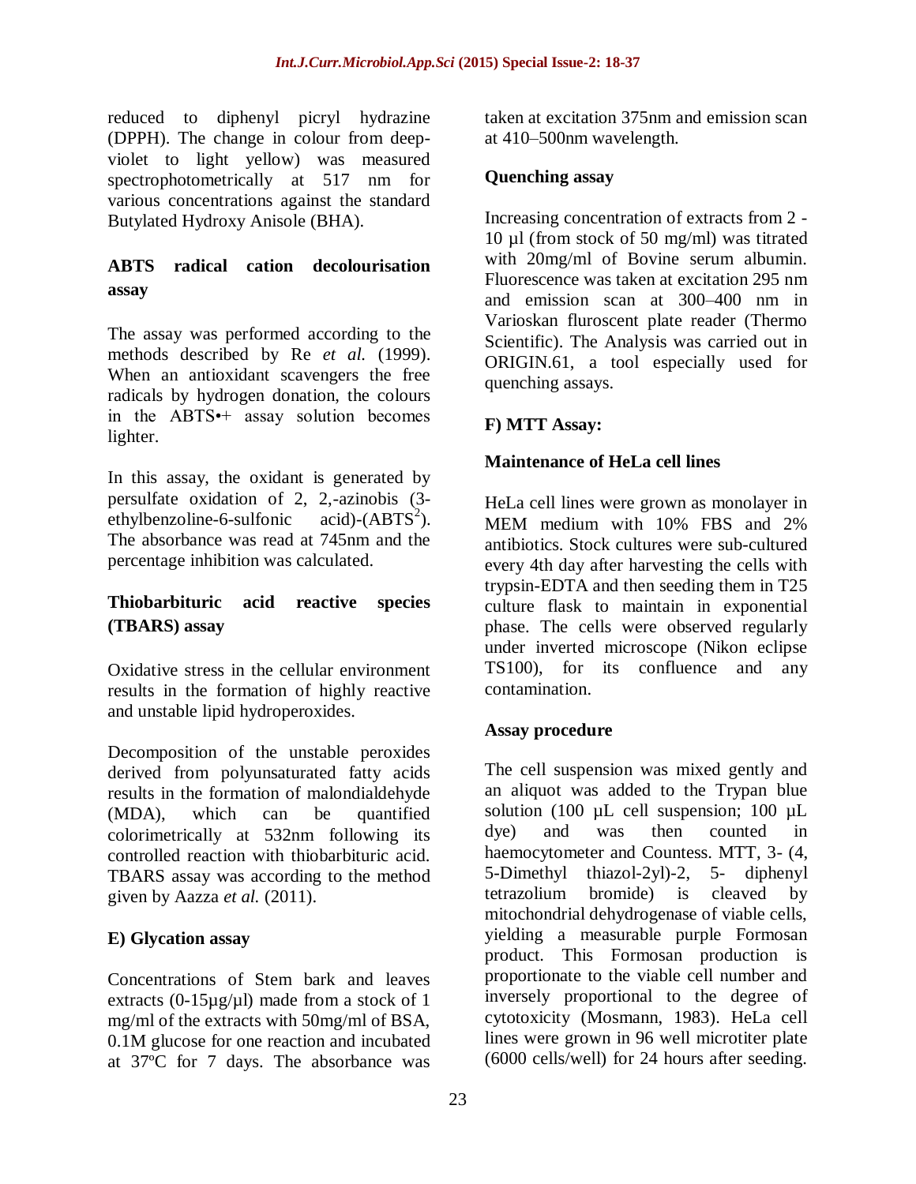reduced to diphenyl picryl hydrazine (DPPH). The change in colour from deep-violet to light yellow) was measured spectrophotometrically at 517 nm for various concentrations against the standard Butylated Hydroxy Anisole (BHA).

### ABTS radical cation decolourisation assay

The assay was performed according to the methods described by Re *et al.* (1999). When an antioxidant scavengers the free radicals by hydrogen donation, the colours in the ABTS•+ assay solution becomes lighter.

In this assay, the oxidant is generated by persulfate oxidation of 2, 2,-azinobis (3-ethylbenzoline-6-sulfonic acid)-($ABTS^2$). The absorbance was read at 745nm and the percentage inhibition was calculated.

### Thiobarbituric acid reactive species (TBARS) assay

Oxidative stress in the cellular environment results in the formation of highly reactive and unstable lipid hydroperoxides.

Decomposition of the unstable peroxides derived from polyunsaturated fatty acids results in the formation of malondialdehyde (MDA), which can be quantified colorimetrically at 532nm following its controlled reaction with thiobarbituric acid. TBARS assay was according to the method given by Aazza *et al.* (2011).

### E) Glycation assay

Concentrations of Stem bark and leaves extracts (0-15µg/µl) made from a stock of 1 mg/ml of the extracts with 50mg/ml of BSA, 0.1M glucose for one reaction and incubated at 37ºC for 7 days. The absorbance was taken at excitation 375nm and emission scan at 410–500nm wavelength.

### Quenching assay

Increasing concentration of extracts from 2 - 10 µl (from stock of 50 mg/ml) was titrated with 20mg/ml of Bovine serum albumin. Fluorescence was taken at excitation 295 nm and emission scan at 300–400 nm in Varioskan fluroscent plate reader (Thermo Scientific). The Analysis was carried out in ORIGIN.61, a tool especially used for quenching assays.

### F) MTT Assay:

### Maintenance of HeLa cell lines

HeLa cell lines were grown as monolayer in MEM medium with 10% FBS and 2% antibiotics. Stock cultures were sub-cultured every 4th day after harvesting the cells with trypsin-EDTA and then seeding them in T25 culture flask to maintain in exponential phase. The cells were observed regularly under inverted microscope (Nikon eclipse TS100), for its confluence and any contamination.

### Assay procedure

The cell suspension was mixed gently and an aliquot was added to the Trypan blue solution (100 µL cell suspension; 100 µL dye) and was then counted in haemocytometer and Countess. MTT, 3- (4, 5-Dimethyl thiazol-2yl)-2, 5- diphenyl tetrazolium bromide) is cleaved by mitochondrial dehydrogenase of viable cells, yielding a measurable purple Formosan product. This Formosan production is proportionate to the viable cell number and inversely proportional to the degree of cytotoxicity (Mosmann, 1983). HeLa cell lines were grown in 96 well microtiter plate (6000 cells/well) for 24 hours after seeding.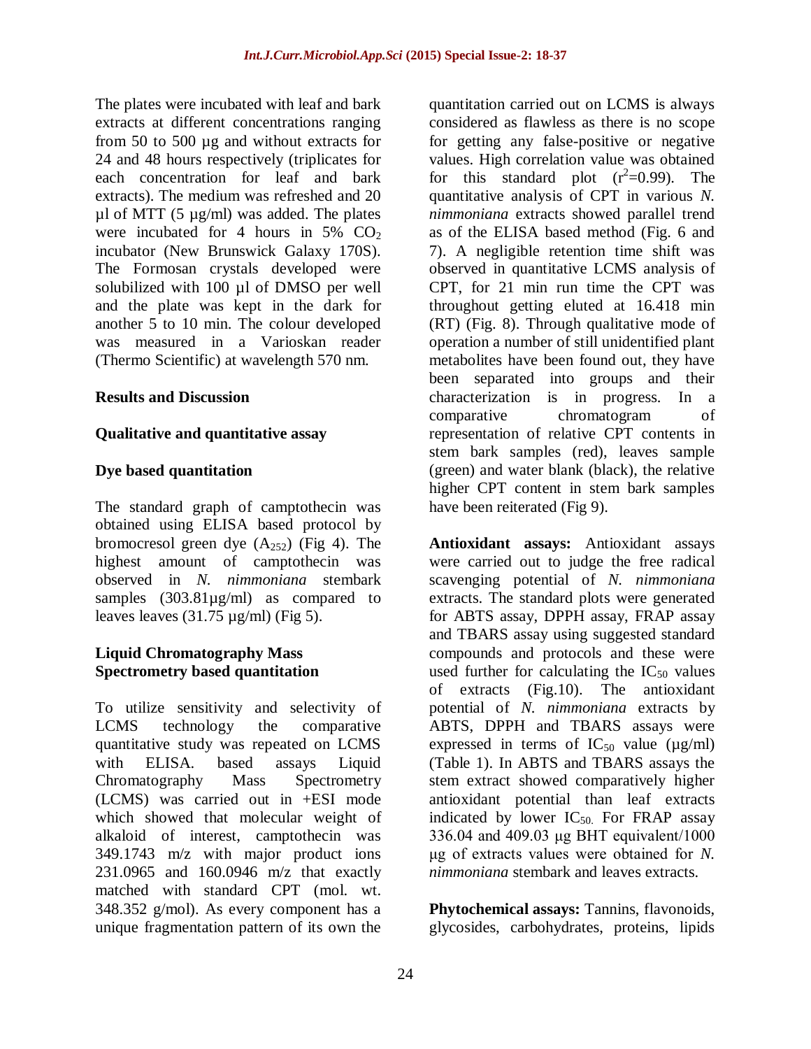The plates were incubated with leaf and bark extracts at different concentrations ranging from 50 to 500 µg and without extracts for 24 and 48 hours respectively (triplicates for each concentration for leaf and bark extracts). The medium was refreshed and 20 µl of MTT (5 µg/ml) was added. The plates were incubated for 4 hours in 5% $CO_2$ incubator (New Brunswick Galaxy 170S). The Formosan crystals developed were solubilized with 100 µl of DMSO per well and the plate was kept in the dark for another 5 to 10 min. The colour developed was measured in a Varioskan reader (Thermo Scientific) at wavelength 570 nm.

## Results and Discussion

### Qualitative and quantitative assay

### Dye based quantitation

The standard graph of camptothecin was obtained using ELISA based protocol by bromocresol green dye ($A_{252}$) (Fig 4). The highest amount of camptothecin was observed in *N. nimmoniana* stembark samples (303.81µg/ml) as compared to leaves leaves (31.75 µg/ml) (Fig 5).

### Liquid Chromatography Mass Spectrometry based quantitation

To utilize sensitivity and selectivity of LCMS technology the comparative quantitative study was repeated on LCMS with ELISA. based assays Liquid Chromatography Mass Spectrometry (LCMS) was carried out in +ESI mode which showed that molecular weight of alkaloid of interest, camptothecin was 349.1743 m/z with major product ions 231.0965 and 160.0946 m/z that exactly matched with standard CPT (mol. wt. 348.352 g/mol). As every component has a unique fragmentation pattern of its own the quantitation carried out on LCMS is always considered as flawless as there is no scope for getting any false-positive or negative values. High correlation value was obtained for this standard plot ($r^2$=0.99). The quantitative analysis of CPT in various *N. nimmoniana* extracts showed parallel trend as of the ELISA based method (Fig. 6 and 7). A negligible retention time shift was observed in quantitative LCMS analysis of CPT, for 21 min run time the CPT was throughout getting eluted at 16.418 min (RT) (Fig. 8). Through qualitative mode of operation a number of still unidentified plant metabolites have been found out, they have been separated into groups and their characterization is in progress. In a comparative chromatogram of representation of relative CPT contents in stem bark samples (red), leaves sample (green) and water blank (black), the relative higher CPT content in stem bark samples have been reiterated (Fig 9).

**Antioxidant assays:** Antioxidant assays were carried out to judge the free radical scavenging potential of *N. nimmoniana* extracts. The standard plots were generated for ABTS assay, DPPH assay, FRAP assay and TBARS assay using suggested standard compounds and protocols and these were used further for calculating the $IC_{50}$ values of extracts (Fig.10). The antioxidant potential of *N. nimmoniana* extracts by ABTS, DPPH and TBARS assays were expressed in terms of $IC_{50}$ value (µg/ml) (Table 1). In ABTS and TBARS assays the stem extract showed comparatively higher antioxidant potential than leaf extracts indicated by lower $IC_{50}$. For FRAP assay 336.04 and 409.03 µg BHT equivalent/1000 µg of extracts values were obtained for *N. nimmoniana* stembark and leaves extracts.

**Phytochemical assays:** Tannins, flavonoids, glycosides, carbohydrates, proteins, lipids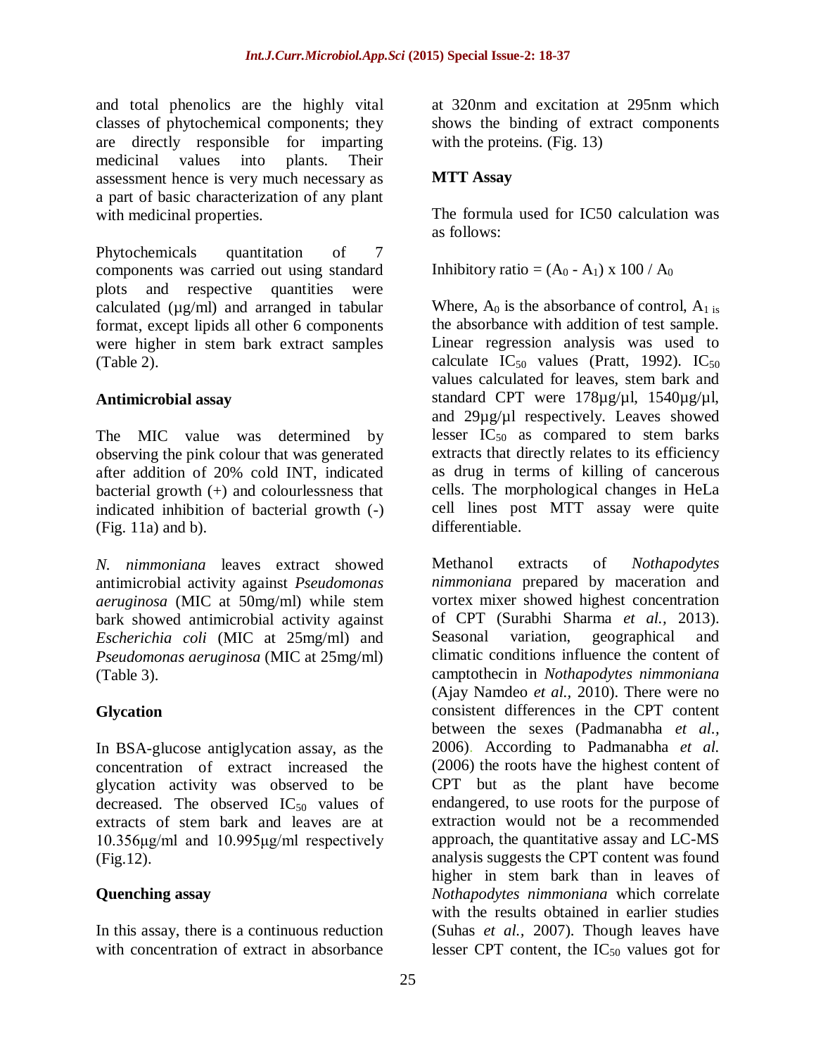and total phenolics are the highly vital classes of phytochemical components; they are directly responsible for imparting medicinal values into plants. Their assessment hence is very much necessary as a part of basic characterization of any plant with medicinal properties.

Phytochemicals quantitation of 7 components was carried out using standard plots and respective quantities were calculated (µg/ml) and arranged in tabular format, except lipids all other 6 components were higher in stem bark extract samples (Table 2).

### Antimicrobial assay

The MIC value was determined by observing the pink colour that was generated after addition of 20% cold INT, indicated bacterial growth (+) and colourlessness that indicated inhibition of bacterial growth (-) (Fig. 11a) and b).

*N. nimmoniana* leaves extract showed antimicrobial activity against *Pseudomonas aeruginosa* (MIC at 50mg/ml) while stem bark showed antimicrobial activity against *Escherichia coli* (MIC at 25mg/ml) and *Pseudomonas aeruginosa* (MIC at 25mg/ml) (Table 3).

### Glycation

In BSA-glucose antiglycation assay, as the concentration of extract increased the glycation activity was observed to be decreased. The observed $IC_{50}$ values of extracts of stem bark and leaves are at 10.356µg/ml and 10.995µg/ml respectively (Fig.12).

### Quenching assay

In this assay, there is a continuous reduction with concentration of extract in absorbance at 320nm and excitation at 295nm which shows the binding of extract components with the proteins. (Fig. 13)

### MTT Assay

The formula used for IC50 calculation was as follows:

$$\text{Inhibitory ratio} = (A_0 - A_1) \times 100 / A_0$$

Where, $A_0$ is the absorbance of control, $A_1$ is the absorbance with addition of test sample. Linear regression analysis was used to calculate $IC_{50}$ values (Pratt, 1992). $IC_{50}$ values calculated for leaves, stem bark and standard CPT were 178µg/µl, 1540µg/µl, and 29µg/µl respectively. Leaves showed lesser $IC_{50}$ as compared to stem barks extracts that directly relates to its efficiency as drug in terms of killing of cancerous cells. The morphological changes in HeLa cell lines post MTT assay were quite differentiable.

Methanol extracts of *Nothapodytes nimmoniana* prepared by maceration and vortex mixer showed highest concentration of CPT (Surabhi Sharma *et al.,* 2013). Seasonal variation, geographical and climatic conditions influence the content of camptothecin in *Nothapodytes nimmoniana* (Ajay Namdeo *et al.,* 2010). There were no consistent differences in the CPT content between the sexes (Padmanabha *et al.,* 2006). According to Padmanabha *et al.* (2006) the roots have the highest content of CPT but as the plant have become endangered, to use roots for the purpose of extraction would not be a recommended approach, the quantitative assay and LC-MS analysis suggests the CPT content was found higher in stem bark than in leaves of *Nothapodytes nimmoniana* which correlate with the results obtained in earlier studies (Suhas *et al.,* 2007). Though leaves have lesser CPT content, the $IC_{50}$ values got for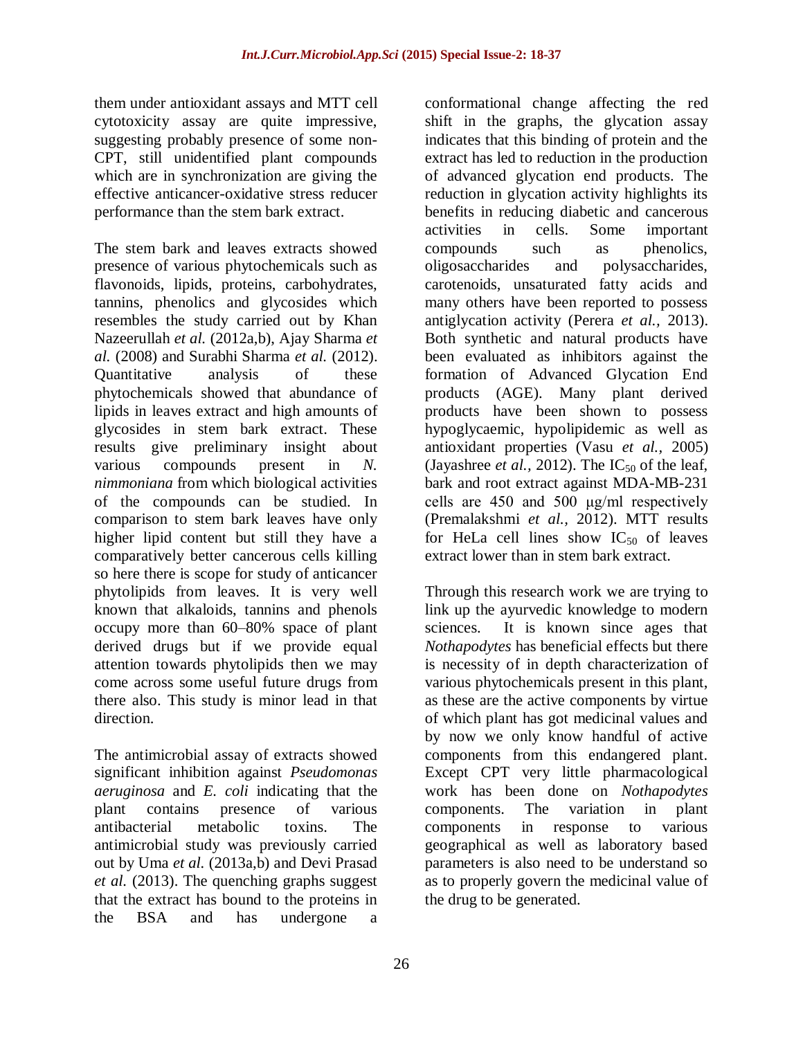them under antioxidant assays and MTT cell cytotoxicity assay are quite impressive, suggesting probably presence of some non-CPT, still unidentified plant compounds which are in synchronization are giving the effective anticancer-oxidative stress reducer performance than the stem bark extract.

The stem bark and leaves extracts showed presence of various phytochemicals such as flavonoids, lipids, proteins, carbohydrates, tannins, phenolics and glycosides which resembles the study carried out by Khan Nazeerullah *et al.* (2012a,b), Ajay Sharma *et al.* (2008) and Surabhi Sharma *et al.* (2012). Quantitative analysis of these phytochemicals showed that abundance of lipids in leaves extract and high amounts of glycosides in stem bark extract. These results give preliminary insight about various compounds present in *N. nimmoniana* from which biological activities of the compounds can be studied. In comparison to stem bark leaves have only higher lipid content but still they have a comparatively better cancerous cells killing so here there is scope for study of anticancer phytolipids from leaves. It is very well known that alkaloids, tannins and phenols occupy more than 60–80% space of plant derived drugs but if we provide equal attention towards phytolipids then we may come across some useful future drugs from there also. This study is minor lead in that direction.

The antimicrobial assay of extracts showed significant inhibition against *Pseudomonas aeruginosa* and *E. coli* indicating that the plant contains presence of various antibacterial metabolic toxins. The antimicrobial study was previously carried out by Uma *et al.* (2013a,b) and Devi Prasad *et al.* (2013). The quenching graphs suggest that the extract has bound to the proteins in the BSA and has undergone a conformational change affecting the red shift in the graphs, the glycation assay indicates that this binding of protein and the extract has led to reduction in the production of advanced glycation end products. The reduction in glycation activity highlights its benefits in reducing diabetic and cancerous activities in cells. Some important compounds such as phenolics, oligosaccharides and polysaccharides, carotenoids, unsaturated fatty acids and many others have been reported to possess antiglycation activity (Perera *et al.*, 2013). Both synthetic and natural products have been evaluated as inhibitors against the formation of Advanced Glycation End products (AGE). Many plant derived products have been shown to possess hypoglycaemic, hypolipidemic as well as antioxidant properties (Vasu *et al.*, 2005) (Jayashree *et al.*, 2012). The $IC_{50}$ of the leaf, bark and root extract against MDA-MB-231 cells are 450 and 500 μg/ml respectively (Premalakshmi *et al.*, 2012). MTT results for HeLa cell lines show $IC_{50}$ of leaves extract lower than in stem bark extract.

Through this research work we are trying to link up the ayurvedic knowledge to modern sciences. It is known since ages that *Nothapodytes* has beneficial effects but there is necessity of in depth characterization of various phytochemicals present in this plant, as these are the active components by virtue of which plant has got medicinal values and by now we only know handful of active components from this endangered plant. Except CPT very little pharmacological work has been done on *Nothapodytes* components. The variation in plant components in response to various geographical as well as laboratory based parameters is also need to be understand so as to properly govern the medicinal value of the drug to be generated.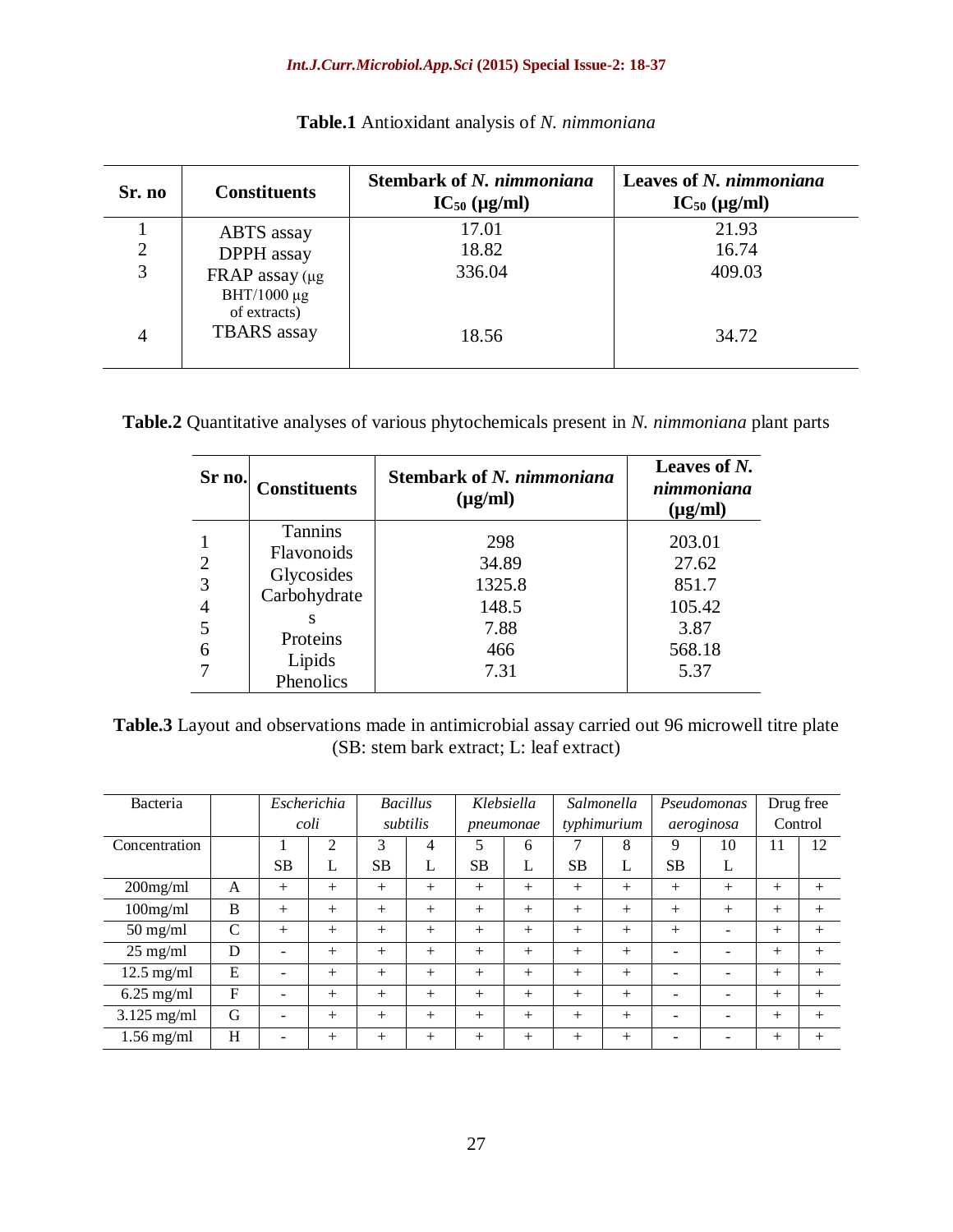**Table.1** Antioxidant analysis of *N. nimmoniana*

| Sr. no | Constituents | Stembark of *N. nimmoniana* $IC_{50}$ (µg/ml) | Leaves of *N. nimmoniana* $IC_{50}$ (µg/ml) |
|---|---|---|---|
| 1 | ABTS assay | 17.01 | 21.93 |
| 2 | DPPH assay | 18.82 | 16.74 |
| 3 | FRAP assay (µg BHT/1000 µg of extracts) | 336.04 | 409.03 |
| 4 | TBARS assay | 18.56 | 34.72 |

**Table.2** Quantitative analyses of various phytochemicals present in *N. nimmoniana* plant parts

| Sr no. | Constituents | Stembark of *N. nimmoniana* (µg/ml) | Leaves of *N. nimmoniana* (µg/ml) |
|---|---|---|---|
| 1 | Tannins | 298 | 203.01 |
| 2 | Flavonoids | 34.89 | 27.62 |
| 3 | Glycosides | 1325.8 | 851.7 |
| 4 | Carbohydrates | 148.5 | 105.42 |
| 5 | Proteins | 7.88 | 3.87 |
| 6 | Lipids | 466 | 568.18 |
| 7 | Phenolics | 7.31 | 5.37 |

**Table.3** Layout and observations made in antimicrobial assay carried out 96 microwell titre plate (SB: stem bark extract; L: leaf extract)

| Bacteria | | *Escherichia coli* | | *Bacillus subtilis* | | *Klebsiella pneumonae* | | *Salmonella typhimurium* | | *Pseudomonas aeroginosa* | | Drug free Control | |
|---|---|---|---|---|---|---|---|---|---|---|---|---|---|
| Concentration | | 1 SB | 2 L | 3 SB | 4 L | 5 SB | 6 L | 7 SB | 8 L | 9 SB | 10 L | 11 | 12 |
| 200mg/ml | A | + | + | + | + | + | + | + | + | + | + | + | + |
| 100mg/ml | B | + | + | + | + | + | + | + | + | + | + | + | + |
| 50 mg/ml | C | + | + | + | + | + | + | + | + | + | - | + | + |
| 25 mg/ml | D | - | + | + | + | + | + | + | + | - | - | + | + |
| 12.5 mg/ml | E | - | + | + | + | + | + | + | + | - | - | + | + |
| 6.25 mg/ml | F | - | + | + | + | + | + | + | + | - | - | + | + |
| 3.125 mg/ml | G | - | + | + | + | + | + | + | + | - | - | + | + |
| 1.56 mg/ml | H | - | + | + | + | + | + | + | + | - | - | + | + |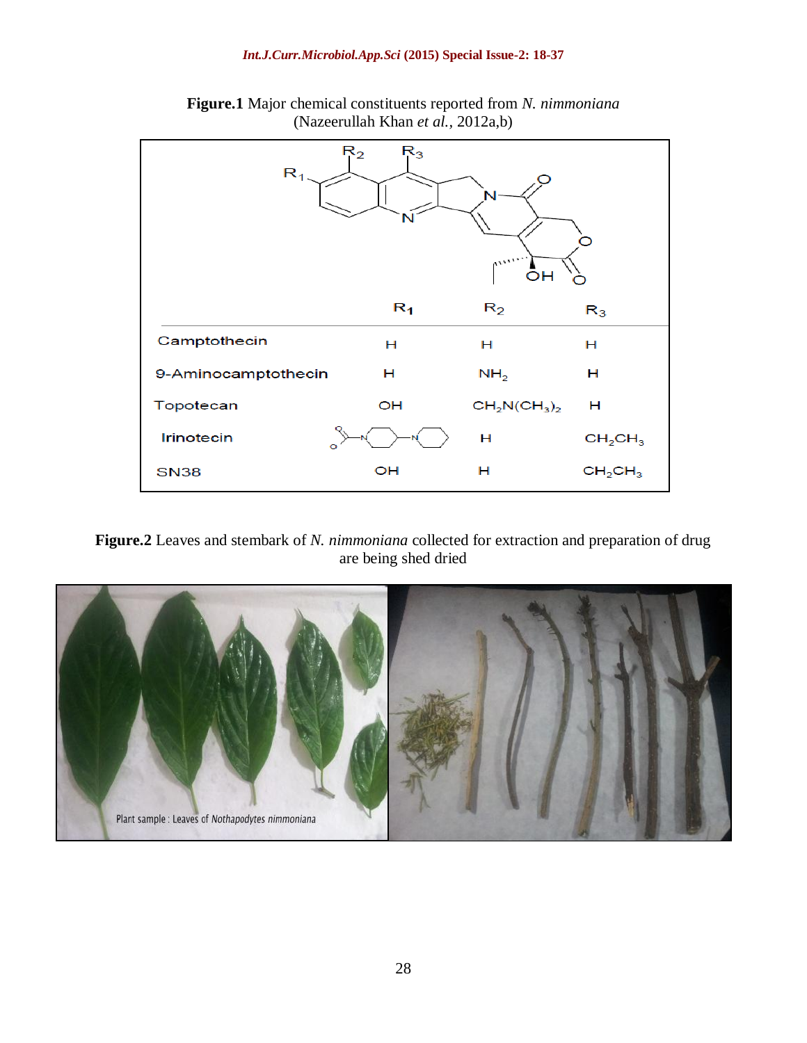**Figure.1** Major chemical constituents reported from *N. nimmoniana* (Nazeerullah Khan *et al.*, 2012a,b)

| | $R_1$ | $R_2$ | $R_3$ |
|---|---|---|---|
| Camptothecin | H | H | H |
| 9-Aminocamptothecin | H | $NH_2$ | H |
| Topotecan | OH | $CH_2N(CH_3)_2$ | H |
| Irinotecin | | H | $CH_2CH_3$ |
| SN38 | OH | H | $CH_2CH_3$ |

**Figure.2** Leaves and stembark of *N. nimmoniana* collected for extraction and preparation of drug are being shed dried

Plant sample : Leaves of *Nothapodytes nimmoniana*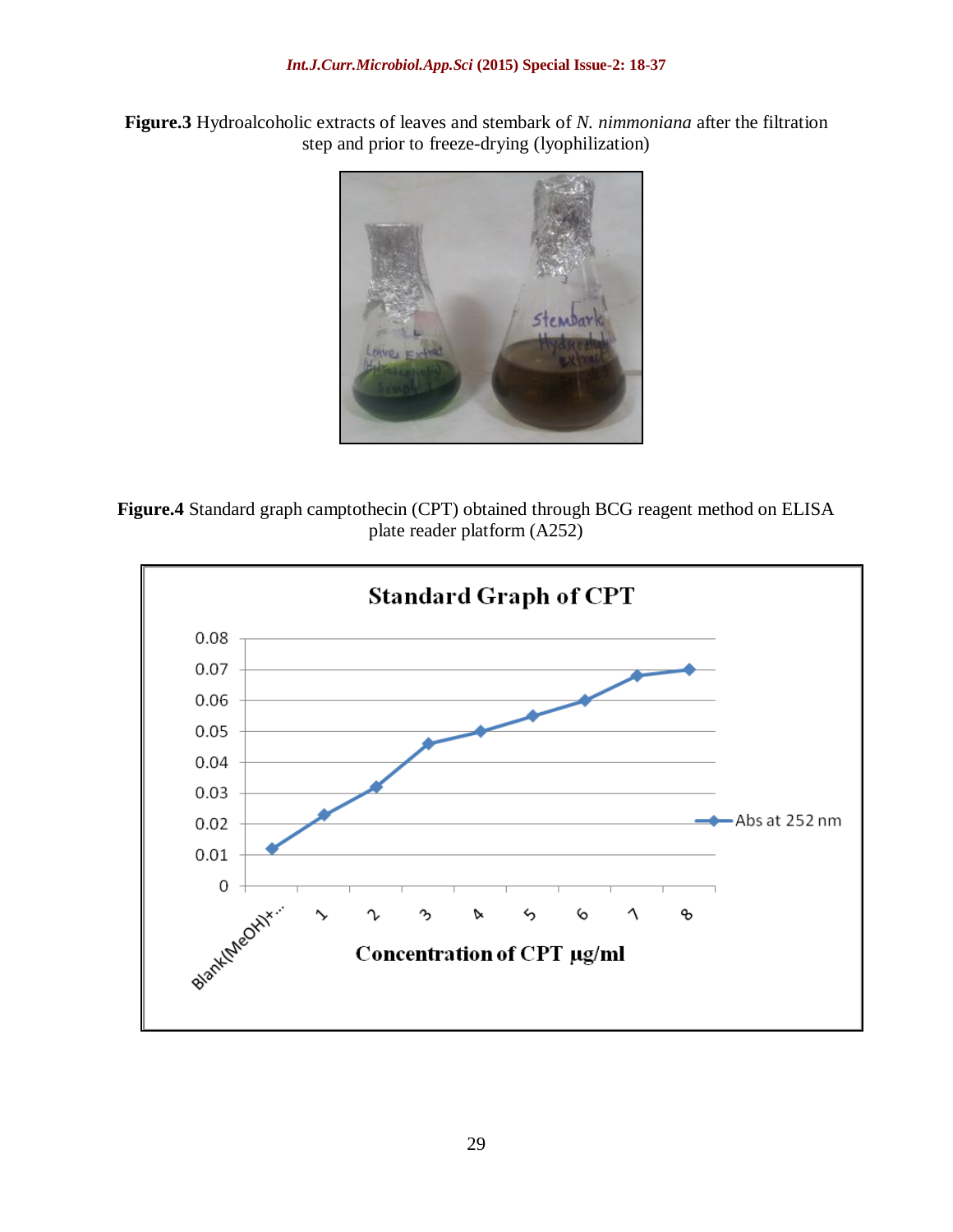**Figure.3** Hydroalcoholic extracts of leaves and stembark of *N. nimmoniana* after the filtration step and prior to freeze-drying (lyophilization)

**Figure.4** Standard graph camptothecin (CPT) obtained through BCG reagent method on ELISA plate reader platform (A252)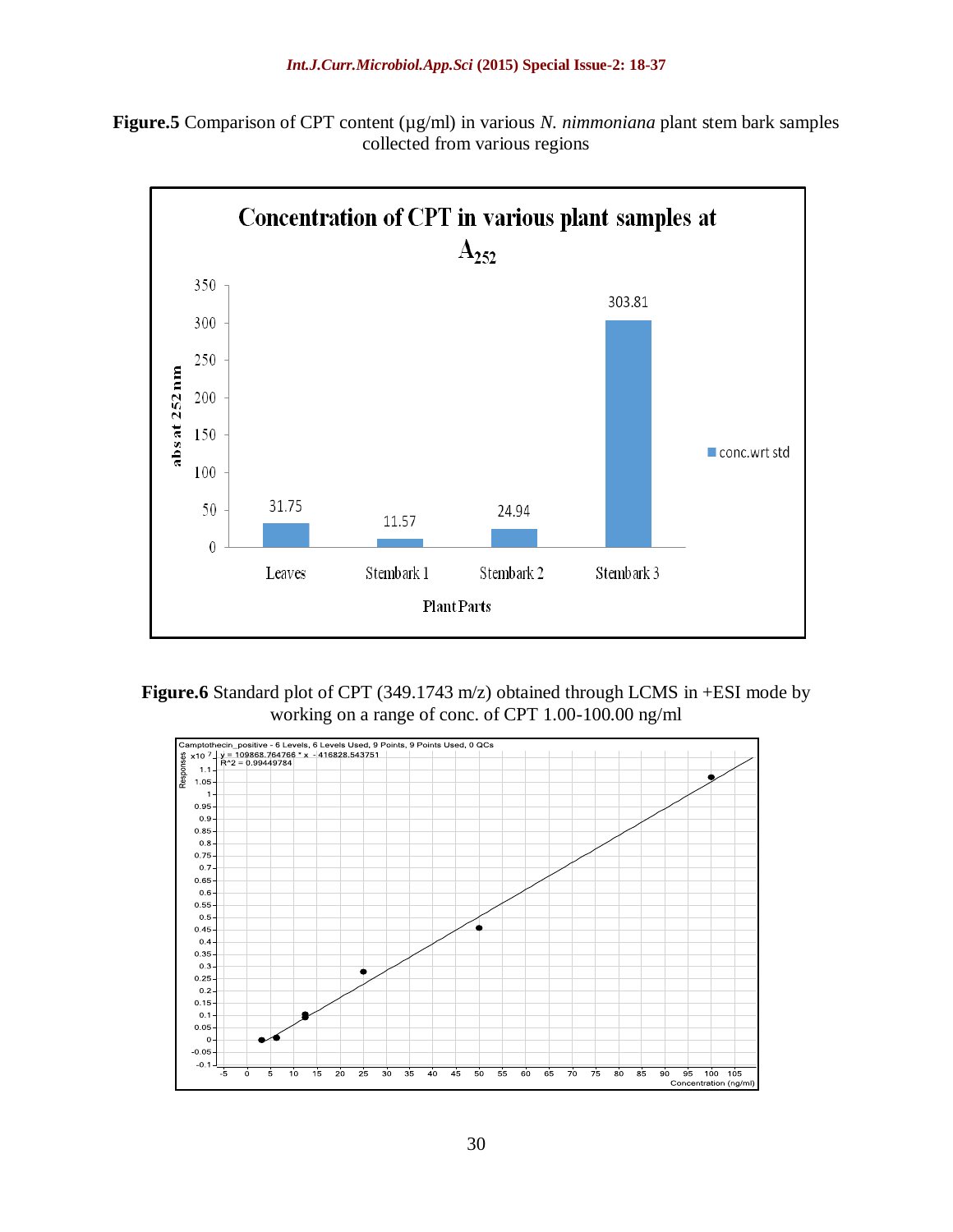**Figure.5** Comparison of CPT content (µg/ml) in various *N. nimmoniana* plant stem bark samples collected from various regions

**Figure.6** Standard plot of CPT (349.1743 m/z) obtained through LCMS in +ESI mode by working on a range of conc. of CPT 1.00-100.00 ng/ml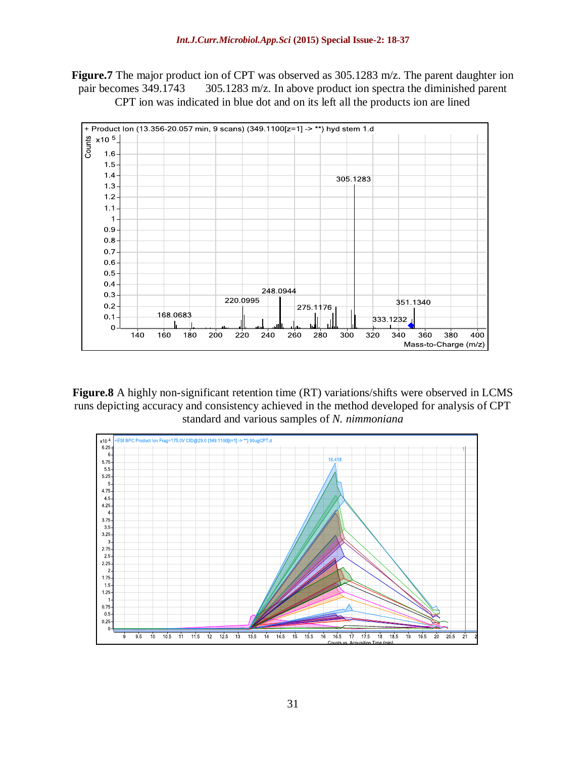**Figure.7** The major product ion of CPT was observed as 305.1283 m/z. The parent daughter ion pair becomes 349.1743 305.1283 m/z. In above product ion spectra the diminished parent CPT ion was indicated in blue dot and on its left all the products ion are lined

**Figure.8** A highly non-significant retention time (RT) variations/shifts were observed in LCMS runs depicting accuracy and consistency achieved in the method developed for analysis of CPT standard and various samples of *N. nimmoniana*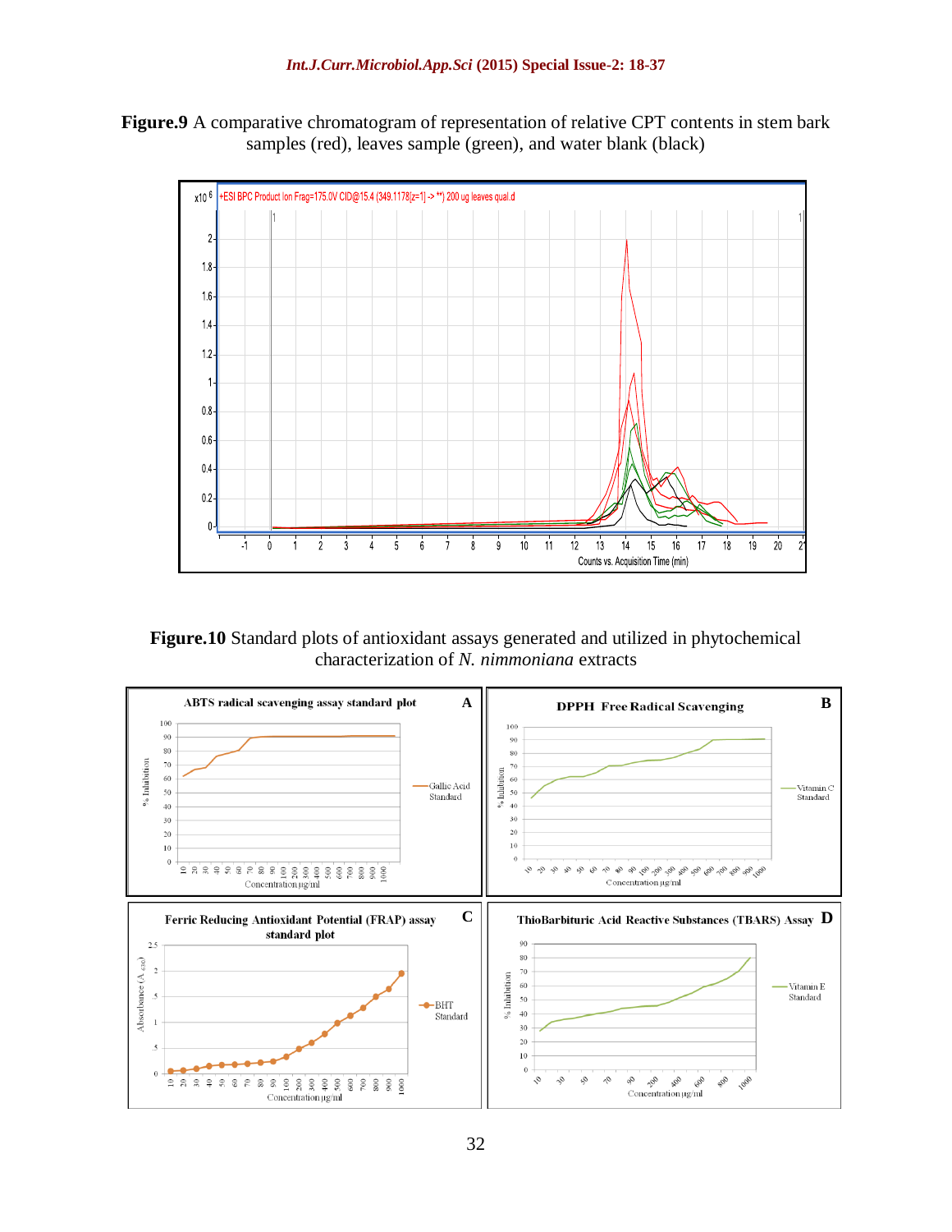**Figure.9** A comparative chromatogram of representation of relative CPT contents in stem bark samples (red), leaves sample (green), and water blank (black)

**Figure.10** Standard plots of antioxidant assays generated and utilized in phytochemical characterization of *N. nimmoniana* extracts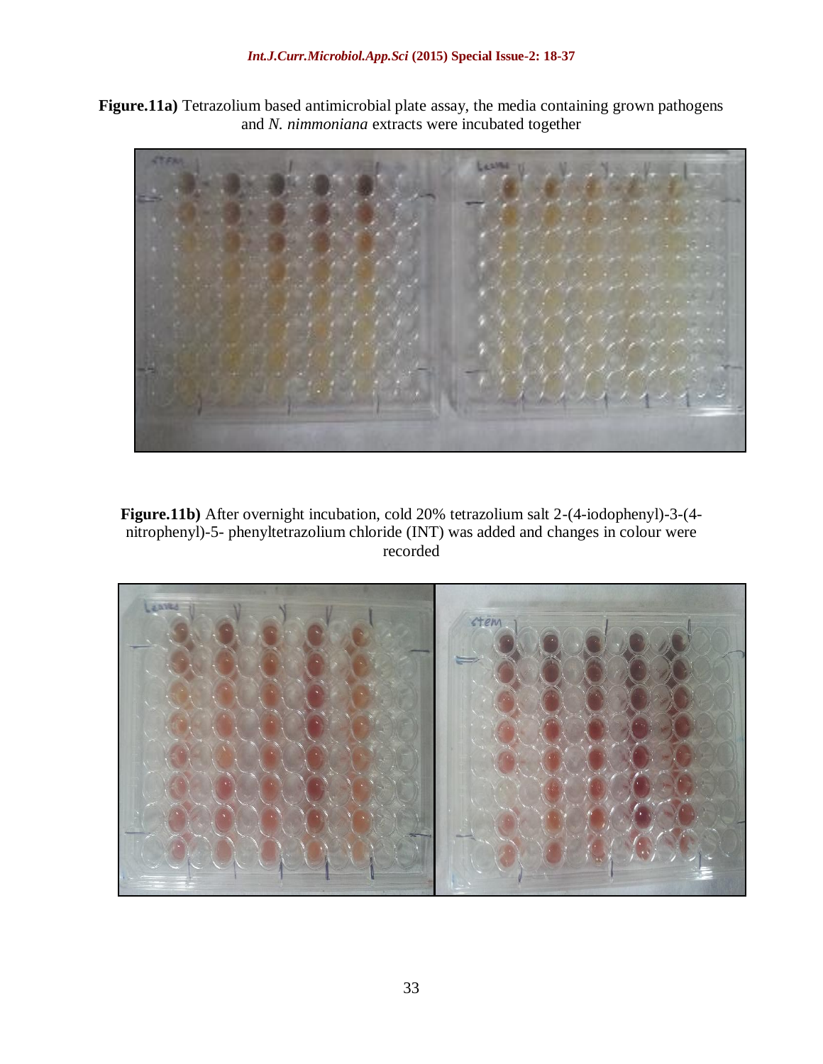**Figure.11a)** Tetrazolium based antimicrobial plate assay, the media containing grown pathogens and *N. nimmoniana* extracts were incubated together

**Figure.11b)** After overnight incubation, cold 20% tetrazolium salt 2-(4-iodophenyl)-3-(4-nitrophenyl)-5- phenyltetrazolium chloride (INT) was added and changes in colour were recorded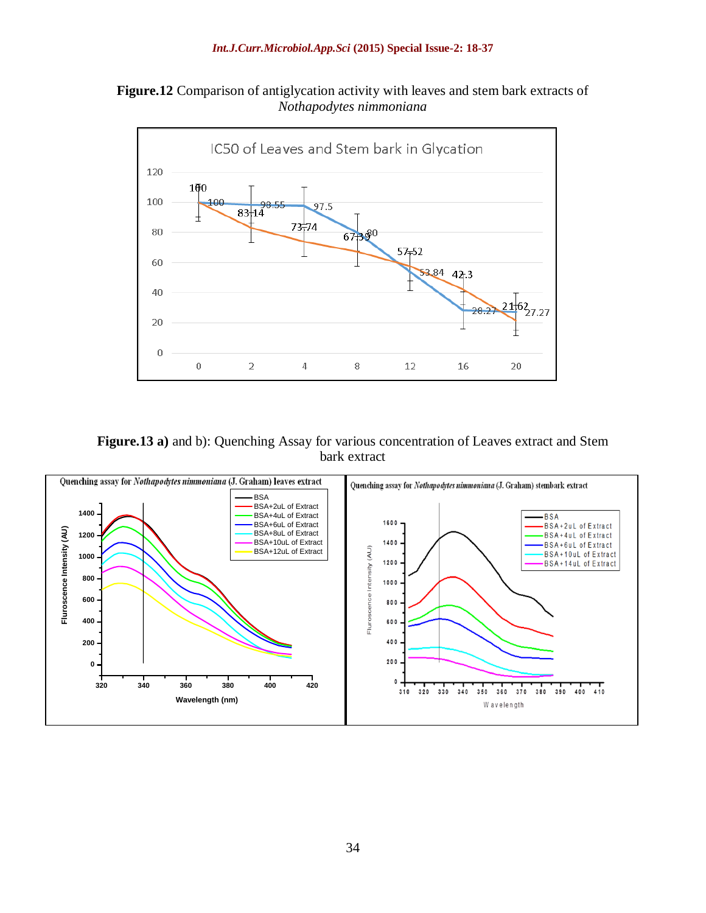**Figure.12** Comparison of antiglycation activity with leaves and stem bark extracts of *Nothapodytes nimmoniana*

**Figure.13 a)** and b): Quenching Assay for various concentration of Leaves extract and Stem bark extract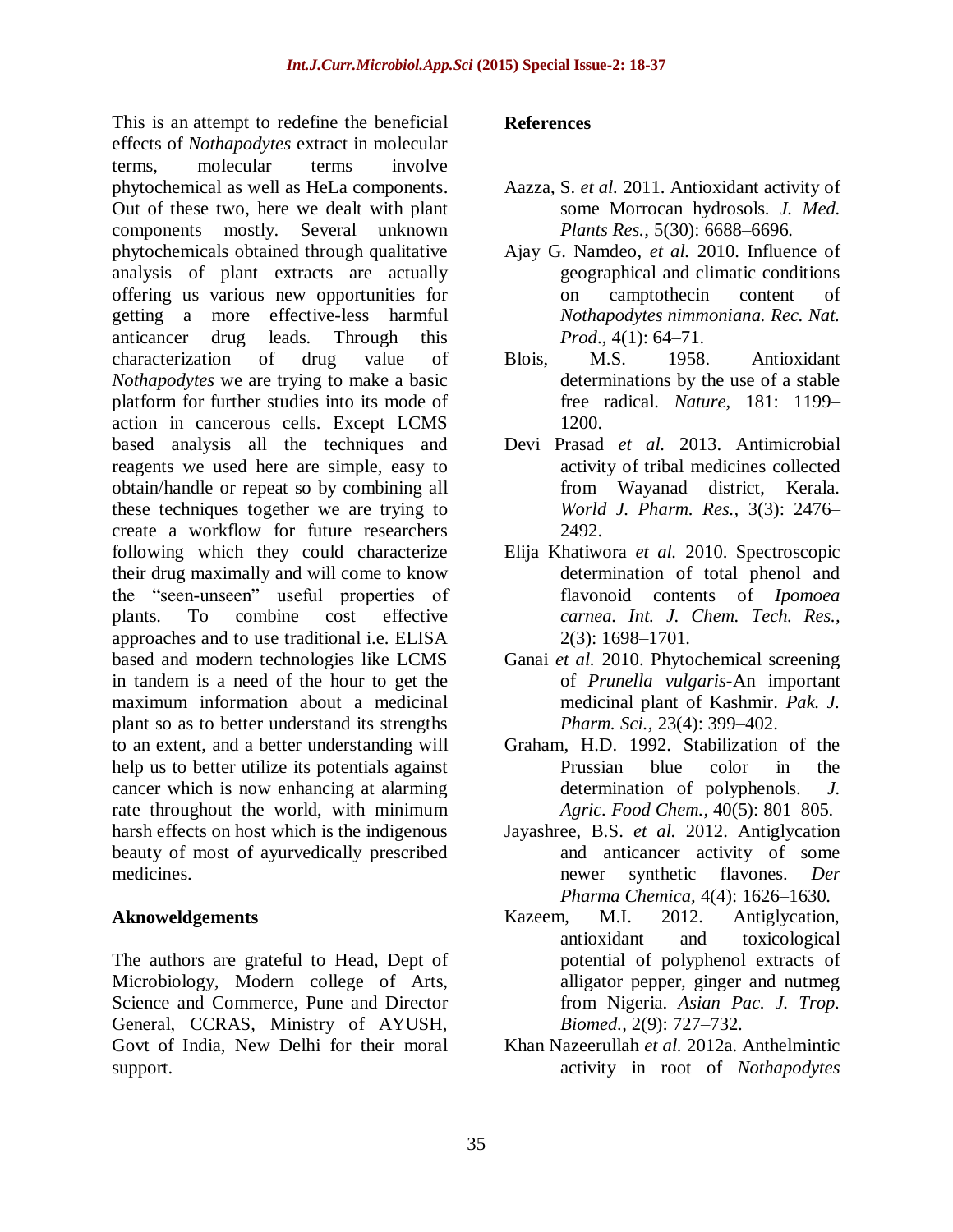This is an attempt to redefine the beneficial effects of *Nothapodytes* extract in molecular terms, molecular terms involve phytochemical as well as HeLa components. Out of these two, here we dealt with plant components mostly. Several unknown phytochemicals obtained through qualitative analysis of plant extracts are actually offering us various new opportunities for getting a more effective-less harmful anticancer drug leads. Through this characterization of drug value of *Nothapodytes* we are trying to make a basic platform for further studies into its mode of action in cancerous cells. Except LCMS based analysis all the techniques and reagents we used here are simple, easy to obtain/handle or repeat so by combining all these techniques together we are trying to create a workflow for future researchers following which they could characterize their drug maximally and will come to know the "seen-unseen" useful properties of plants. To combine cost effective approaches and to use traditional i.e. ELISA based and modern technologies like LCMS in tandem is a need of the hour to get the maximum information about a medicinal plant so as to better understand its strengths to an extent, and a better understanding will help us to better utilize its potentials against cancer which is now enhancing at alarming rate throughout the world, with minimum harsh effects on host which is the indigenous beauty of most of ayurvedically prescribed medicines.

## Aknoweldgements

The authors are grateful to Head, Dept of Microbiology, Modern college of Arts, Science and Commerce, Pune and Director General, CCRAS, Ministry of AYUSH, Govt of India, New Delhi for their moral support.

## References

Aazza, S. *et al.* 2011. Antioxidant activity of some Morrocan hydrosols. *J. Med. Plants Res.,* 5(30): 6688–6696.

Ajay G. Namdeo, *et al.* 2010. Influence of geographical and climatic conditions on camptothecin content of *Nothapodytes nimmoniana. Rec. Nat. Prod*., 4(1): 64–71.

Blois, M.S. 1958. Antioxidant determinations by the use of a stable free radical. *Nature,* 181: 1199–1200.

Devi Prasad *et al.* 2013. Antimicrobial activity of tribal medicines collected from Wayanad district, Kerala. *World J. Pharm. Res.,* 3(3): 2476–2492.

Elija Khatiwora *et al.* 2010. Spectroscopic determination of total phenol and flavonoid contents of *Ipomoea carnea. Int. J. Chem. Tech. Res.,* 2(3): 1698–1701.

Ganai *et al.* 2010. Phytochemical screening of *Prunella vulgaris*-An important medicinal plant of Kashmir. *Pak. J. Pharm. Sci.,* 23(4): 399–402.

Graham, H.D. 1992. Stabilization of the Prussian blue color in the determination of polyphenols. *J. Agric. Food Chem.,* 40(5): 801–805.

Jayashree, B.S. *et al.* 2012. Antiglycation and anticancer activity of some newer synthetic flavones. *Der Pharma Chemica,* 4(4): 1626–1630.

Kazeem, M.I. 2012. Antiglycation, antioxidant and toxicological potential of polyphenol extracts of alligator pepper, ginger and nutmeg from Nigeria. *Asian Pac. J. Trop. Biomed.,* 2(9): 727–732.

Khan Nazeerullah *et al.* 2012a. Anthelmintic activity in root of *Nothapodytes*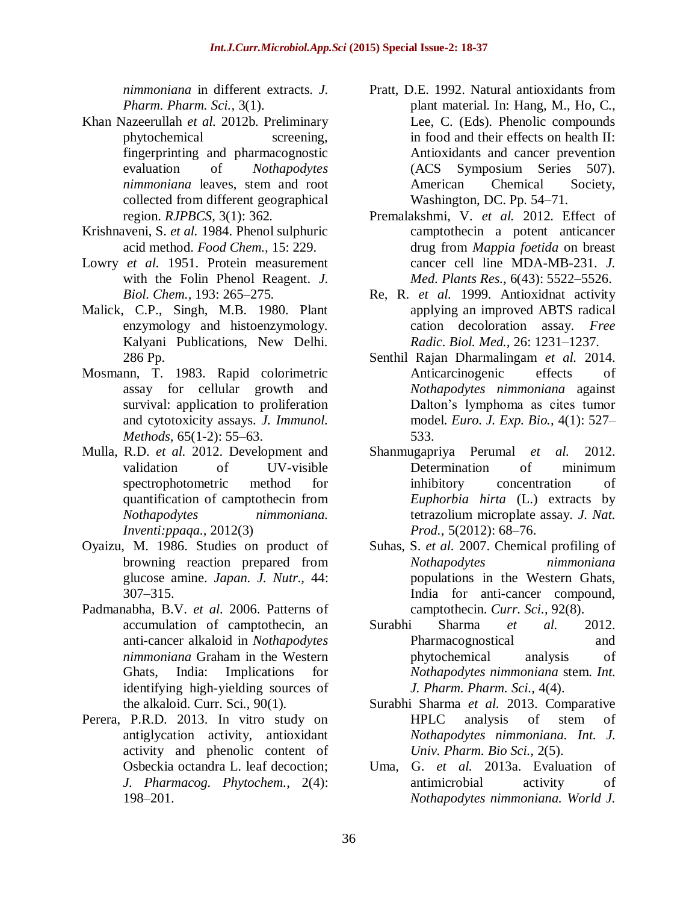*nimmoniana* in different extracts. *J. Pharm. Pharm. Sci.,* 3(1).

Khan Nazeerullah *et al.* 2012b. Preliminary phytochemical screening, fingerprinting and pharmacognostic evaluation of *Nothapodytes nimmoniana* leaves, stem and root collected from different geographical region. *RJPBCS,* 3(1): 362.

Krishnaveni, S. *et al.* 1984. Phenol sulphuric acid method. *Food Chem.,* 15: 229.

Lowry *et al.* 1951. Protein measurement with the Folin Phenol Reagent. *J. Biol. Chem.,* 193: 265–275.

Malick, C.P., Singh, M.B. 1980. Plant enzymology and histoenzymology. Kalyani Publications, New Delhi. 286 Pp.

Mosmann, T. 1983. Rapid colorimetric assay for cellular growth and survival: application to proliferation and cytotoxicity assays. *J. Immunol. Methods,* 65(1-2): 55–63.

Mulla, R.D. *et al.* 2012. Development and validation of UV-visible spectrophotometric method for quantification of camptothecin from *Nothapodytes nimmoniana. Inventi:ppaqa.,* 2012(3)

Oyaizu, M. 1986. Studies on product of browning reaction prepared from glucose amine. *Japan. J. Nutr.,* 44: 307–315.

Padmanabha, B.V. *et al.* 2006. Patterns of accumulation of camptothecin, an anti-cancer alkaloid in *Nothapodytes nimmoniana* Graham in the Western Ghats, India: Implications for identifying high-yielding sources of the alkaloid. Curr. Sci., 90(1).

Perera, P.R.D. 2013. In vitro study on antiglycation activity, antioxidant activity and phenolic content of Osbeckia octandra L. leaf decoction; *J. Pharmacog. Phytochem.,* 2(4): 198–201.

Pratt, D.E. 1992. Natural antioxidants from plant material. In: Hang, M., Ho, C., Lee, C. (Eds). Phenolic compounds in food and their effects on health II: Antioxidants and cancer prevention (ACS Symposium Series 507). American Chemical Society, Washington, DC. Pp. 54–71.

Premalakshmi, V. *et al.* 2012. Effect of camptothecin a potent anticancer drug from *Mappia foetida* on breast cancer cell line MDA-MB-231. *J. Med. Plants Res.,* 6(43): 5522–5526.

Re, R. *et al.* 1999. Antioxidnat activity applying an improved ABTS radical cation decoloration assay. *Free Radic. Biol. Med.,* 26: 1231–1237.

Senthil Rajan Dharmalingam *et al.* 2014. Anticarcinogenic effects of *Nothapodytes nimmoniana* against Dalton's lymphoma as cites tumor model. *Euro. J. Exp. Bio.,* 4(1): 527–533.

Shanmugapriya Perumal *et al.* 2012. Determination of minimum inhibitory concentration of *Euphorbia hirta* (L.) extracts by tetrazolium microplate assay. *J. Nat. Prod.,* 5(2012): 68–76.

Suhas, S. *et al.* 2007. Chemical profiling of *Nothapodytes nimmoniana* populations in the Western Ghats, India for anti-cancer compound, camptothecin. *Curr. Sci.,* 92(8).

Surabhi Sharma *et al.* 2012. Pharmacognostical and phytochemical analysis of *Nothapodytes nimmoniana* stem. *Int. J. Pharm. Pharm. Sci.,* 4(4).

Surabhi Sharma *et al.* 2013. Comparative HPLC analysis of stem of *Nothapodytes nimmoniana. Int. J. Univ. Pharm. Bio Sci.,* 2(5).

Uma, G. *et al.* 2013a. Evaluation of antimicrobial activity of *Nothapodytes nimmoniana. World J.*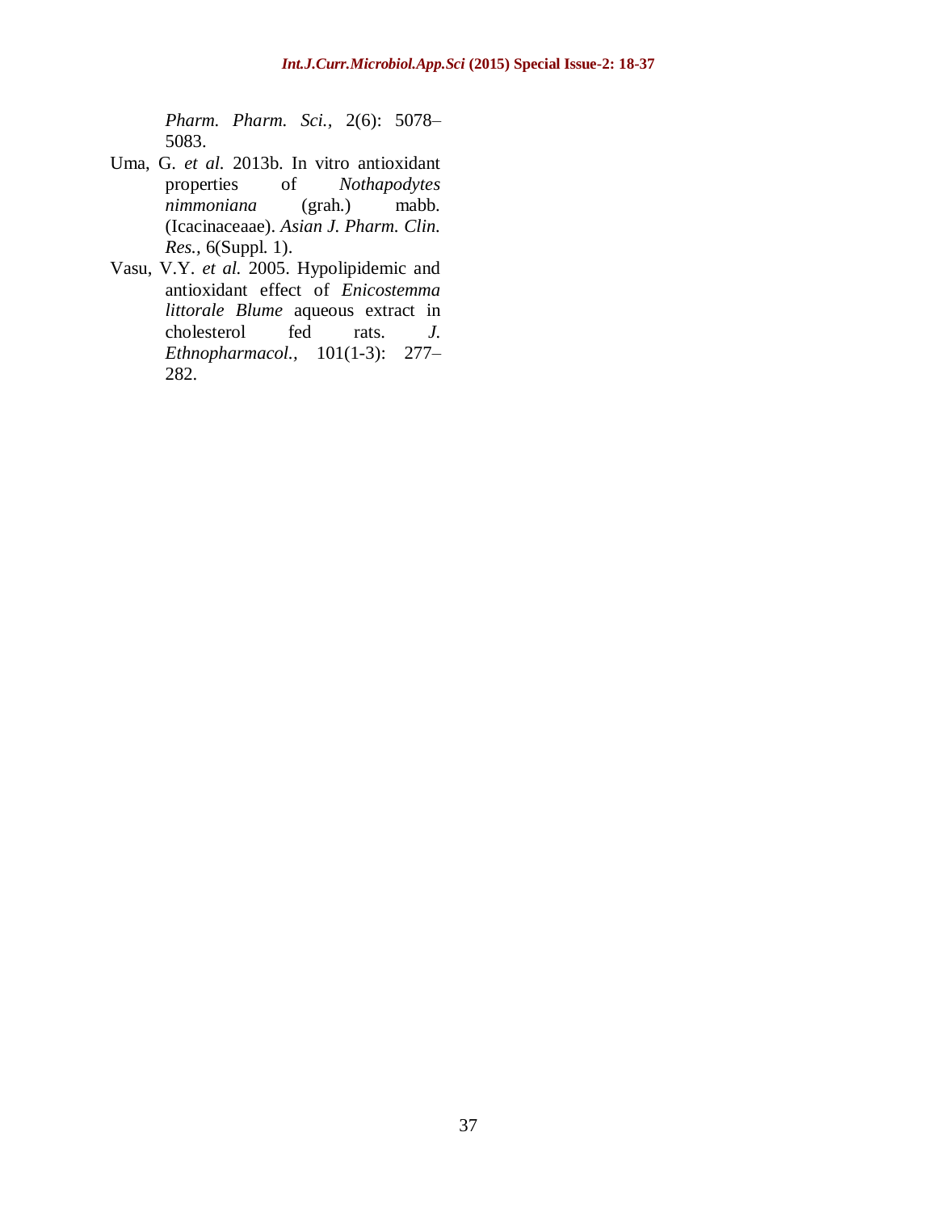*Pharm. Pharm. Sci.,* 2(6): 5078–5083.

Uma, G. *et al.* 2013b. In vitro antioxidant properties of *Nothapodytes nimmoniana* (grah.) mabb. (Icacinaceaae). *Asian J. Pharm. Clin. Res.,* 6(Suppl. 1).

Vasu, V.Y. *et al.* 2005. Hypolipidemic and antioxidant effect of *Enicostemma littorale Blume* aqueous extract in cholesterol fed rats. *J. Ethnopharmacol.,* 101(1-3): 277–282.